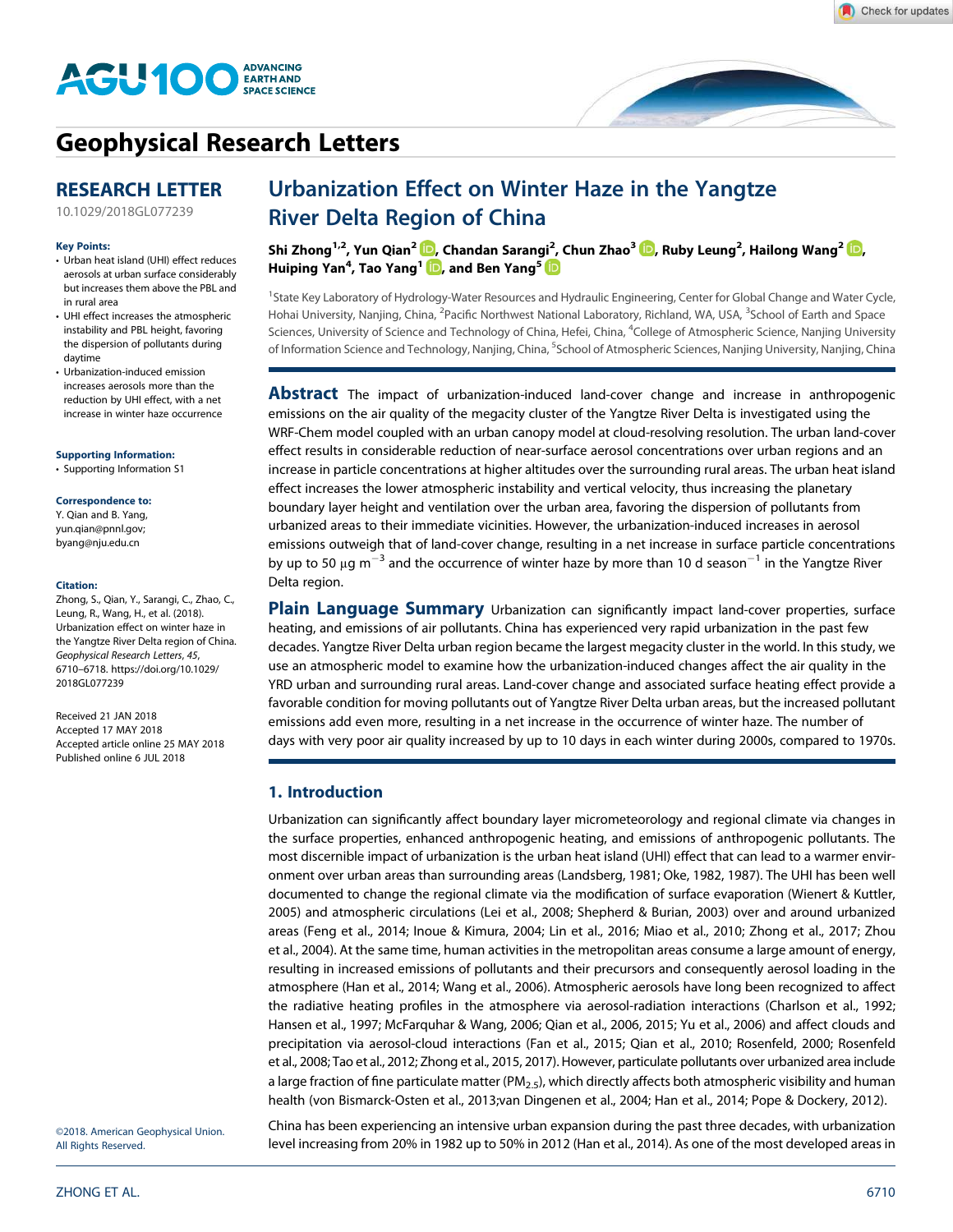Geophysical Research Letters

RESEARCH LETTER

10.1029/2018GL077239

**Key Points:**

- Urban heat island (UHI) effect reduces aerosols at urban surface considerably but increases them above the PBL and in rural area
- UHI effect increases the atmospheric instability and PBL height, favoring the dispersion of pollutants during daytime
- Urbanization-induced emission increases aerosols more than the reduction by UHI effect, with a net increase in winter haze occurrence

**Supporting Information:**

- Supporting Information S1

**Correspondence to:**

Y. Qian and B. Yang,
yun.qian@pnnl.gov;
byang@nju.edu.cn

**Citation:**

Zhong, S., Qian, Y., Sarangi, C., Zhao, C., Leung, R., Wang, H., et al. (2018). Urbanization effect on winter haze in the Yangtze River Delta region of China. *Geophysical Research Letters*, *45*, 6710–6718. https://doi.org/10.1029/2018GL077239

Received 21 JAN 2018
Accepted 17 MAY 2018
Accepted article online 25 MAY 2018
Published online 6 JUL 2018

©2018. American Geophysical Union. All Rights Reserved.

# Urbanization Effect on Winter Haze in the Yangtze River Delta Region of China

**Shi Zhong[1,2], Yun Qian[2], Chandan Sarangi[2], Chun Zhao[3], Ruby Leung[2], Hailong Wang[2], Huiping Yan[4], Tao Yang[1], and Ben Yang[5]**

[1]State Key Laboratory of Hydrology-Water Resources and Hydraulic Engineering, Center for Global Change and Water Cycle, Hohai University, Nanjing, China, [2]Pacific Northwest National Laboratory, Richland, WA, USA, [3]School of Earth and Space Sciences, University of Science and Technology of China, Hefei, China, [4]College of Atmospheric Science, Nanjing University of Information Science and Technology, Nanjing, China, [5]School of Atmospheric Sciences, Nanjing University, Nanjing, China

**Abstract** The impact of urbanization-induced land-cover change and increase in anthropogenic emissions on the air quality of the megacity cluster of the Yangtze River Delta is investigated using the WRF-Chem model coupled with an urban canopy model at cloud-resolving resolution. The urban land-cover effect results in considerable reduction of near-surface aerosol concentrations over urban regions and an increase in particle concentrations at higher altitudes over the surrounding rural areas. The urban heat island effect increases the lower atmospheric instability and vertical velocity, thus increasing the planetary boundary layer height and ventilation over the urban area, favoring the dispersion of pollutants from urbanized areas to their immediate vicinities. However, the urbanization-induced increases in aerosol emissions outweigh that of land-cover change, resulting in a net increase in surface particle concentrations by up to 50 $\mu g\ m^{-3}$ and the occurrence of winter haze by more than 10 d season$^{-1}$ in the Yangtze River Delta region.

**Plain Language Summary** Urbanization can significantly impact land-cover properties, surface heating, and emissions of air pollutants. China has experienced very rapid urbanization in the past few decades. Yangtze River Delta urban region became the largest megacity cluster in the world. In this study, we use an atmospheric model to examine how the urbanization-induced changes affect the air quality in the YRD urban and surrounding rural areas. Land-cover change and associated surface heating effect provide a favorable condition for moving pollutants out of Yangtze River Delta urban areas, but the increased pollutant emissions add even more, resulting in a net increase in the occurrence of winter haze. The number of days with very poor air quality increased by up to 10 days in each winter during 2000s, compared to 1970s.

## 1. Introduction

Urbanization can significantly affect boundary layer micrometeorology and regional climate via changes in the surface properties, enhanced anthropogenic heating, and emissions of anthropogenic pollutants. The most discernible impact of urbanization is the urban heat island (UHI) effect that can lead to a warmer environment over urban areas than surrounding areas (Landsberg, 1981; Oke, 1982, 1987). The UHI has been well documented to change the regional climate via the modification of surface evaporation (Wienert & Kuttler, 2005) and atmospheric circulations (Lei et al., 2008; Shepherd & Burian, 2003) over and around urbanized areas (Feng et al., 2014; Inoue & Kimura, 2004; Lin et al., 2016; Miao et al., 2010; Zhong et al., 2017; Zhou et al., 2004). At the same time, human activities in the metropolitan areas consume a large amount of energy, resulting in increased emissions of pollutants and their precursors and consequently aerosol loading in the atmosphere (Han et al., 2014; Wang et al., 2006). Atmospheric aerosols have long been recognized to affect the radiative heating profiles in the atmosphere via aerosol-radiation interactions (Charlson et al., 1992; Hansen et al., 1997; McFarquhar & Wang, 2006; Qian et al., 2006, 2015; Yu et al., 2006) and affect clouds and precipitation via aerosol-cloud interactions (Fan et al., 2015; Qian et al., 2010; Rosenfeld, 2000; Rosenfeld et al., 2008; Tao et al., 2012; Zhong et al., 2015, 2017). However, particulate pollutants over urbanized area include a large fraction of fine particulate matter ($PM_{2.5}$), which directly affects both atmospheric visibility and human health (von Bismarck-Osten et al., 2013;van Dingenen et al., 2004; Han et al., 2014; Pope & Dockery, 2012).

China has been experiencing an intensive urban expansion during the past three decades, with urbanization level increasing from 20% in 1982 up to 50% in 2012 (Han et al., 2014). As one of the most developed areas in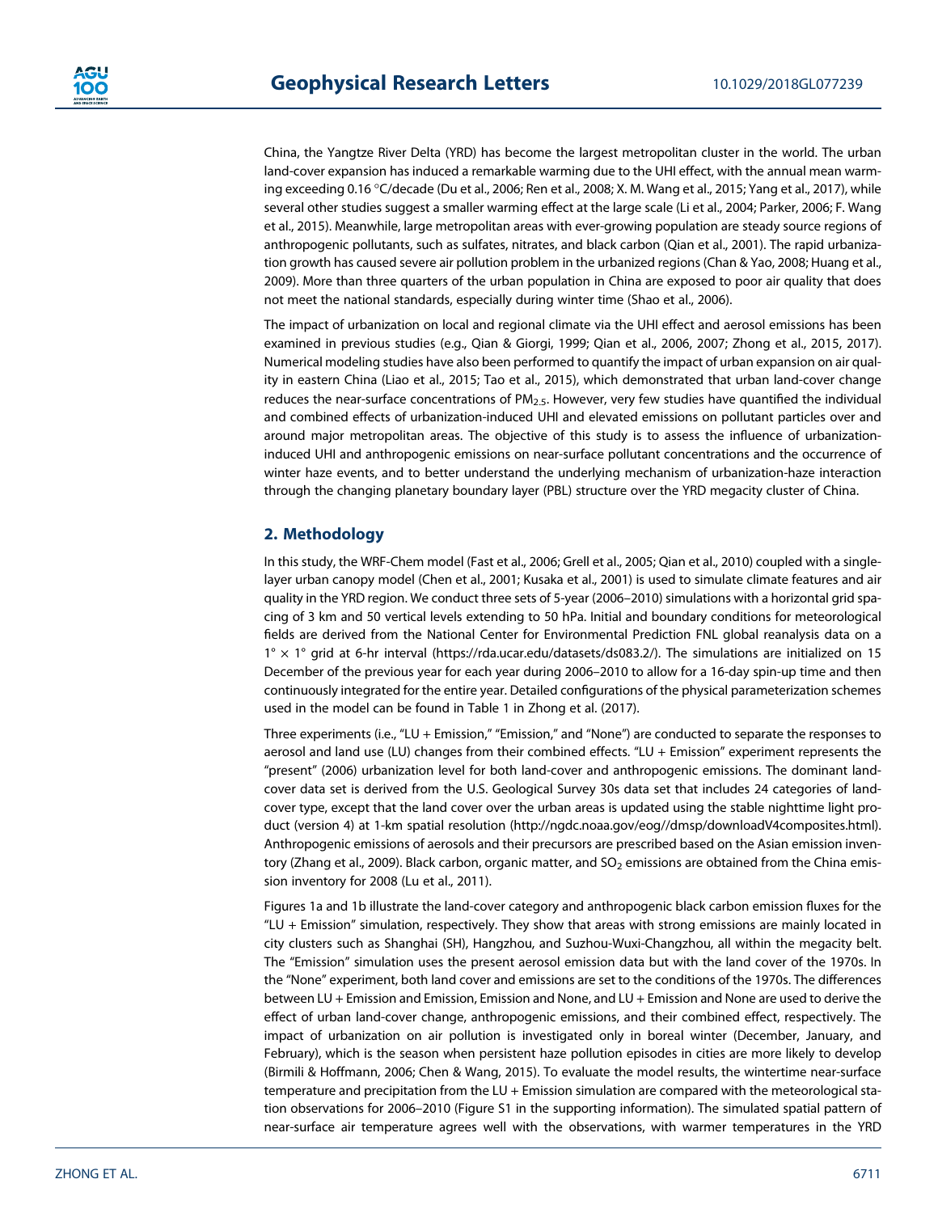China, the Yangtze River Delta (YRD) has become the largest metropolitan cluster in the world. The urban land-cover expansion has induced a remarkable warming due to the UHI effect, with the annual mean warming exceeding 0.16 °C/decade (Du et al., 2006; Ren et al., 2008; X. M. Wang et al., 2015; Yang et al., 2017), while several other studies suggest a smaller warming effect at the large scale (Li et al., 2004; Parker, 2006; F. Wang et al., 2015). Meanwhile, large metropolitan areas with ever-growing population are steady source regions of anthropogenic pollutants, such as sulfates, nitrates, and black carbon (Qian et al., 2001). The rapid urbanization growth has caused severe air pollution problem in the urbanized regions (Chan & Yao, 2008; Huang et al., 2009). More than three quarters of the urban population in China are exposed to poor air quality that does not meet the national standards, especially during winter time (Shao et al., 2006).

The impact of urbanization on local and regional climate via the UHI effect and aerosol emissions has been examined in previous studies (e.g., Qian & Giorgi, 1999; Qian et al., 2006, 2007; Zhong et al., 2015, 2017). Numerical modeling studies have also been performed to quantify the impact of urban expansion on air quality in eastern China (Liao et al., 2015; Tao et al., 2015), which demonstrated that urban land-cover change reduces the near-surface concentrations of $PM_{2.5}$. However, very few studies have quantified the individual and combined effects of urbanization-induced UHI and elevated emissions on pollutant particles over and around major metropolitan areas. The objective of this study is to assess the influence of urbanization-induced UHI and anthropogenic emissions on near-surface pollutant concentrations and the occurrence of winter haze events, and to better understand the underlying mechanism of urbanization-haze interaction through the changing planetary boundary layer (PBL) structure over the YRD megacity cluster of China.

## 2. Methodology

In this study, the WRF-Chem model (Fast et al., 2006; Grell et al., 2005; Qian et al., 2010) coupled with a single-layer urban canopy model (Chen et al., 2001; Kusaka et al., 2001) is used to simulate climate features and air quality in the YRD region. We conduct three sets of 5-year (2006–2010) simulations with a horizontal grid spacing of 3 km and 50 vertical levels extending to 50 hPa. Initial and boundary conditions for meteorological fields are derived from the National Center for Environmental Prediction FNL global reanalysis data on a $1° \times 1°$ grid at 6-hr interval (https://rda.ucar.edu/datasets/ds083.2/). The simulations are initialized on 15 December of the previous year for each year during 2006–2010 to allow for a 16-day spin-up time and then continuously integrated for the entire year. Detailed configurations of the physical parameterization schemes used in the model can be found in Table 1 in Zhong et al. (2017).

Three experiments (i.e., "LU + Emission," "Emission," and "None") are conducted to separate the responses to aerosol and land use (LU) changes from their combined effects. "LU + Emission" experiment represents the "present" (2006) urbanization level for both land-cover and anthropogenic emissions. The dominant land-cover data set is derived from the U.S. Geological Survey 30s data set that includes 24 categories of land-cover type, except that the land cover over the urban areas is updated using the stable nighttime light product (version 4) at 1-km spatial resolution (http://ngdc.noaa.gov/eog//dmsp/downloadV4composites.html). Anthropogenic emissions of aerosols and their precursors are prescribed based on the Asian emission inventory (Zhang et al., 2009). Black carbon, organic matter, and $SO_2$ emissions are obtained from the China emission inventory for 2008 (Lu et al., 2011).

Figures 1a and 1b illustrate the land-cover category and anthropogenic black carbon emission fluxes for the "LU + Emission" simulation, respectively. They show that areas with strong emissions are mainly located in city clusters such as Shanghai (SH), Hangzhou, and Suzhou-Wuxi-Changzhou, all within the megacity belt. The "Emission" simulation uses the present aerosol emission data but with the land cover of the 1970s. In the "None" experiment, both land cover and emissions are set to the conditions of the 1970s. The differences between LU + Emission and Emission, Emission and None, and LU + Emission and None are used to derive the effect of urban land-cover change, anthropogenic emissions, and their combined effect, respectively. The impact of urbanization on air pollution is investigated only in boreal winter (December, January, and February), which is the season when persistent haze pollution episodes in cities are more likely to develop (Birmili & Hoffmann, 2006; Chen & Wang, 2015). To evaluate the model results, the wintertime near-surface temperature and precipitation from the LU + Emission simulation are compared with the meteorological station observations for 2006–2010 (Figure S1 in the supporting information). The simulated spatial pattern of near-surface air temperature agrees well with the observations, with warmer temperatures in the YRD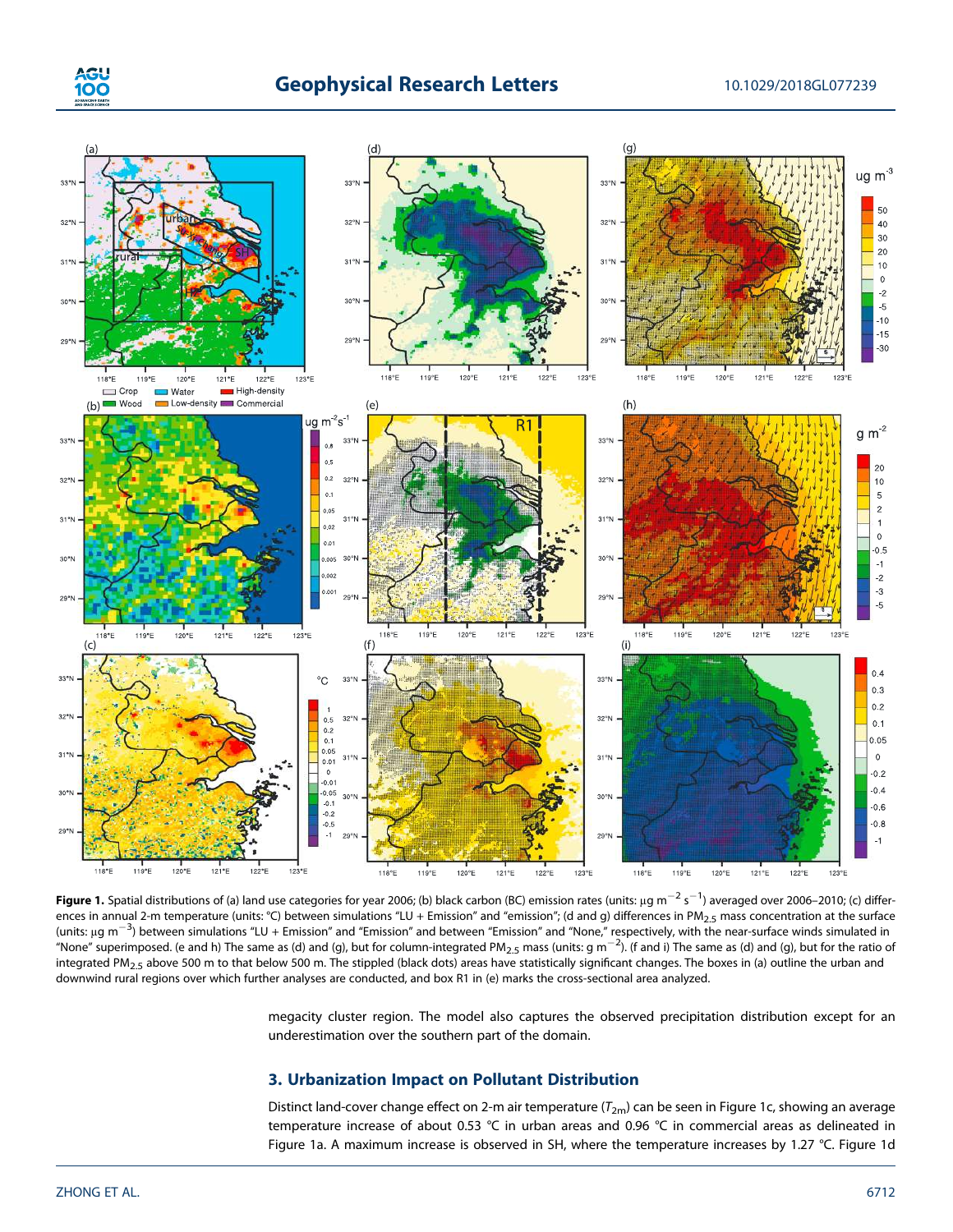**Figure 1.** Spatial distributions of (a) land use categories for year 2006; (b) black carbon (BC) emission rates (units: $\mu$g m$^{-2}$ s$^{-1}$) averaged over 2006–2010; (c) differences in annual 2-m temperature (units: °C) between simulations "LU + Emission" and "emission"; (d and g) differences in $PM_{2.5}$ mass concentration at the surface (units: $\mu$g m$^{-3}$) between simulations "LU + Emission" and "Emission" and between "Emission" and "None," respectively, with the near-surface winds simulated in "None" superimposed. (e and h) The same as (d) and (g), but for column-integrated $PM_{2.5}$ mass (units: g m$^{-2}$). (f and i) The same as (d) and (g), but for the ratio of integrated $PM_{2.5}$ above 500 m to that below 500 m. The stippled (black dots) areas have statistically significant changes. The boxes in (a) outline the urban and downwind rural regions over which further analyses are conducted, and box R1 in (e) marks the cross-sectional area analyzed.

megacity cluster region. The model also captures the observed precipitation distribution except for an underestimation over the southern part of the domain.

## 3. Urbanization Impact on Pollutant Distribution

Distinct land-cover change effect on 2-m air temperature ($T_{2m}$) can be seen in Figure 1c, showing an average temperature increase of about 0.53 °C in urban areas and 0.96 °C in commercial areas as delineated in Figure 1a. A maximum increase is observed in SH, where the temperature increases by 1.27 °C. Figure 1d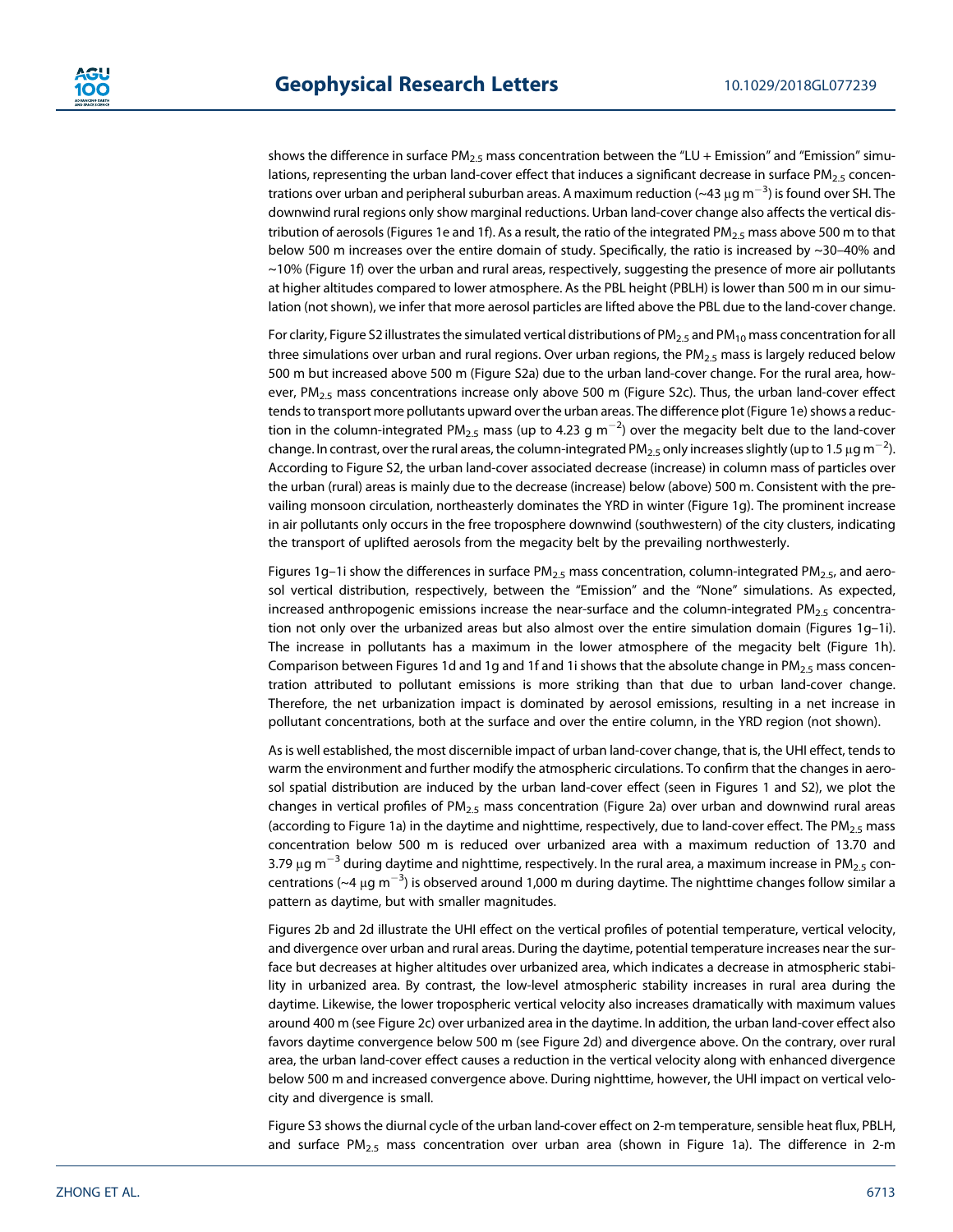shows the difference in surface $PM_{2.5}$ mass concentration between the "LU + Emission" and "Emission" simulations, representing the urban land-cover effect that induces a significant decrease in surface $PM_{2.5}$ concentrations over urban and peripheral suburban areas. A maximum reduction (~43 μg m$^{-3}$) is found over SH. The downwind rural regions only show marginal reductions. Urban land-cover change also affects the vertical distribution of aerosols (Figures 1e and 1f). As a result, the ratio of the integrated $PM_{2.5}$ mass above 500 m to that below 500 m increases over the entire domain of study. Specifically, the ratio is increased by ~30–40% and ~10% (Figure 1f) over the urban and rural areas, respectively, suggesting the presence of more air pollutants at higher altitudes compared to lower atmosphere. As the PBL height (PBLH) is lower than 500 m in our simulation (not shown), we infer that more aerosol particles are lifted above the PBL due to the land-cover change.

For clarity, Figure S2 illustrates the simulated vertical distributions of $PM_{2.5}$ and $PM_{10}$ mass concentration for all three simulations over urban and rural regions. Over urban regions, the $PM_{2.5}$ mass is largely reduced below 500 m but increased above 500 m (Figure S2a) due to the urban land-cover change. For the rural area, however, $PM_{2.5}$ mass concentrations increase only above 500 m (Figure S2c). Thus, the urban land-cover effect tends to transport more pollutants upward over the urban areas. The difference plot (Figure 1e) shows a reduction in the column-integrated $PM_{2.5}$ mass (up to 4.23 g m$^{-2}$) over the megacity belt due to the land-cover change. In contrast, over the rural areas, the column-integrated $PM_{2.5}$ only increases slightly (up to 1.5 μg m$^{-2}$). According to Figure S2, the urban land-cover associated decrease (increase) in column mass of particles over the urban (rural) areas is mainly due to the decrease (increase) below (above) 500 m. Consistent with the prevailing monsoon circulation, northeasterly dominates the YRD in winter (Figure 1g). The prominent increase in air pollutants only occurs in the free troposphere downwind (southwestern) of the city clusters, indicating the transport of uplifted aerosols from the megacity belt by the prevailing northwesterly.

Figures 1g–1i show the differences in surface $PM_{2.5}$ mass concentration, column-integrated $PM_{2.5}$, and aerosol vertical distribution, respectively, between the "Emission" and the "None" simulations. As expected, increased anthropogenic emissions increase the near-surface and the column-integrated $PM_{2.5}$ concentration not only over the urbanized areas but also almost over the entire simulation domain (Figures 1g–1i). The increase in pollutants has a maximum in the lower atmosphere of the megacity belt (Figure 1h). Comparison between Figures 1d and 1g and 1f and 1i shows that the absolute change in $PM_{2.5}$ mass concentration attributed to pollutant emissions is more striking than that due to urban land-cover change. Therefore, the net urbanization impact is dominated by aerosol emissions, resulting in a net increase in pollutant concentrations, both at the surface and over the entire column, in the YRD region (not shown).

As is well established, the most discernible impact of urban land-cover change, that is, the UHI effect, tends to warm the environment and further modify the atmospheric circulations. To confirm that the changes in aerosol spatial distribution are induced by the urban land-cover effect (seen in Figures 1 and S2), we plot the changes in vertical profiles of $PM_{2.5}$ mass concentration (Figure 2a) over urban and downwind rural areas (according to Figure 1a) in the daytime and nighttime, respectively, due to land-cover effect. The $PM_{2.5}$ mass concentration below 500 m is reduced over urbanized area with a maximum reduction of 13.70 and 3.79 μg m$^{-3}$ during daytime and nighttime, respectively. In the rural area, a maximum increase in $PM_{2.5}$ concentrations (~4 μg m$^{-3}$) is observed around 1,000 m during daytime. The nighttime changes follow similar a pattern as daytime, but with smaller magnitudes.

Figures 2b and 2d illustrate the UHI effect on the vertical profiles of potential temperature, vertical velocity, and divergence over urban and rural areas. During the daytime, potential temperature increases near the surface but decreases at higher altitudes over urbanized area, which indicates a decrease in atmospheric stability in urbanized area. By contrast, the low-level atmospheric stability increases in rural area during the daytime. Likewise, the lower tropospheric vertical velocity also increases dramatically with maximum values around 400 m (see Figure 2c) over urbanized area in the daytime. In addition, the urban land-cover effect also favors daytime convergence below 500 m (see Figure 2d) and divergence above. On the contrary, over rural area, the urban land-cover effect causes a reduction in the vertical velocity along with enhanced divergence below 500 m and increased convergence above. During nighttime, however, the UHI impact on vertical velocity and divergence is small.

Figure S3 shows the diurnal cycle of the urban land-cover effect on 2-m temperature, sensible heat flux, PBLH, and surface $PM_{2.5}$ mass concentration over urban area (shown in Figure 1a). The difference in 2-m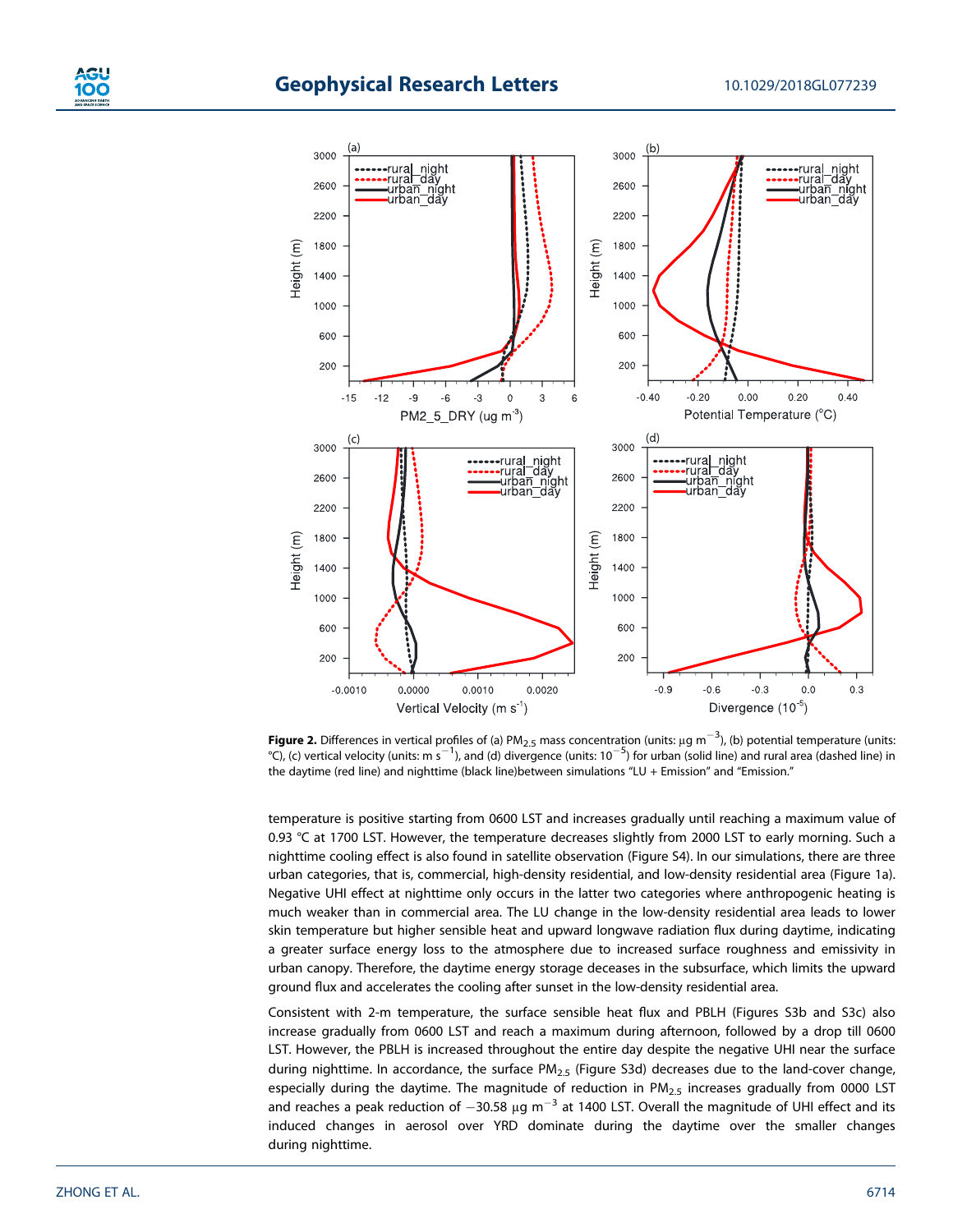**Figure 2.** Differences in vertical profiles of (a) $PM_{2.5}$ mass concentration (units: μg $m^{-3}$), (b) potential temperature (units: °C), (c) vertical velocity (units: m $s^{-1}$), and (d) divergence (units: $10^{-5}$) for urban (solid line) and rural area (dashed line) in the daytime (red line) and nighttime (black line)between simulations "LU + Emission" and "Emission."

temperature is positive starting from 0600 LST and increases gradually until reaching a maximum value of 0.93 °C at 1700 LST. However, the temperature decreases slightly from 2000 LST to early morning. Such a nighttime cooling effect is also found in satellite observation (Figure S4). In our simulations, there are three urban categories, that is, commercial, high-density residential, and low-density residential area (Figure 1a). Negative UHI effect at nighttime only occurs in the latter two categories where anthropogenic heating is much weaker than in commercial area. The LU change in the low-density residential area leads to lower skin temperature but higher sensible heat and upward longwave radiation flux during daytime, indicating a greater surface energy loss to the atmosphere due to increased surface roughness and emissivity in urban canopy. Therefore, the daytime energy storage deceases in the subsurface, which limits the upward ground flux and accelerates the cooling after sunset in the low-density residential area.

Consistent with 2-m temperature, the surface sensible heat flux and PBLH (Figures S3b and S3c) also increase gradually from 0600 LST and reach a maximum during afternoon, followed by a drop till 0600 LST. However, the PBLH is increased throughout the entire day despite the negative UHI near the surface during nighttime. In accordance, the surface $PM_{2.5}$ (Figure S3d) decreases due to the land-cover change, especially during the daytime. The magnitude of reduction in $PM_{2.5}$ increases gradually from 0000 LST and reaches a peak reduction of −30.58 μg $m^{-3}$ at 1400 LST. Overall the magnitude of UHI effect and its induced changes in aerosol over YRD dominate during the daytime over the smaller changes during nighttime.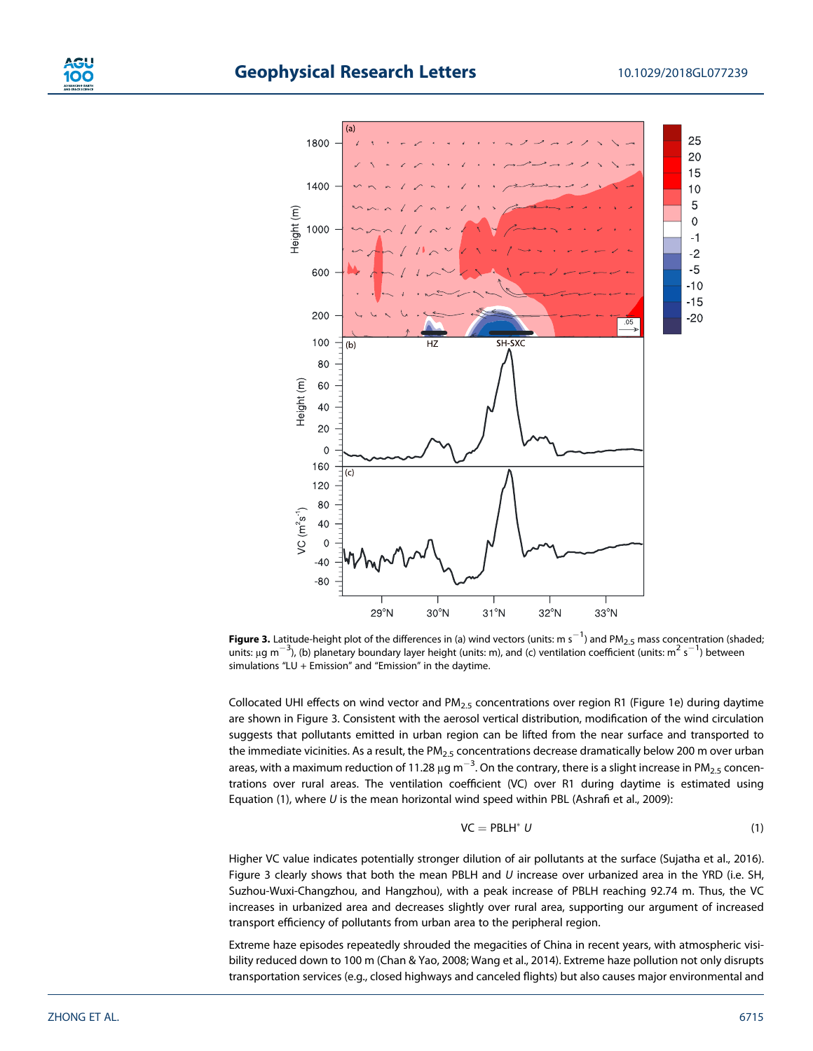**Figure 3.** Latitude-height plot of the differences in (a) wind vectors (units: m $s^{-1}$) and $PM_{2.5}$ mass concentration (shaded; units: μg $m^{-3}$), (b) planetary boundary layer height (units: m), and (c) ventilation coefficient (units: $m^2$ $s^{-1}$) between simulations "LU + Emission" and "Emission" in the daytime.

Collocated UHI effects on wind vector and $PM_{2.5}$ concentrations over region R1 (Figure 1e) during daytime are shown in Figure 3. Consistent with the aerosol vertical distribution, modification of the wind circulation suggests that pollutants emitted in urban region can be lifted from the near surface and transported to the immediate vicinities. As a result, the $PM_{2.5}$ concentrations decrease dramatically below 200 m over urban areas, with a maximum reduction of 11.28 μg $m^{-3}$. On the contrary, there is a slight increase in $PM_{2.5}$ concentrations over rural areas. The ventilation coefficient (VC) over R1 during daytime is estimated using Equation (1), where $U$ is the mean horizontal wind speed within PBL (Ashrafi et al., 2009):

$$\mathrm{VC} = \mathrm{PBLH}^{*}\, U \tag{1}$$

Higher VC value indicates potentially stronger dilution of air pollutants at the surface (Sujatha et al., 2016). Figure 3 clearly shows that both the mean PBLH and $U$ increase over urbanized area in the YRD (i.e. SH, Suzhou-Wuxi-Changzhou, and Hangzhou), with a peak increase of PBLH reaching 92.74 m. Thus, the VC increases in urbanized area and decreases slightly over rural area, supporting our argument of increased transport efficiency of pollutants from urban area to the peripheral region.

Extreme haze episodes repeatedly shrouded the megacities of China in recent years, with atmospheric visibility reduced down to 100 m (Chan & Yao, 2008; Wang et al., 2014). Extreme haze pollution not only disrupts transportation services (e.g., closed highways and canceled flights) but also causes major environmental and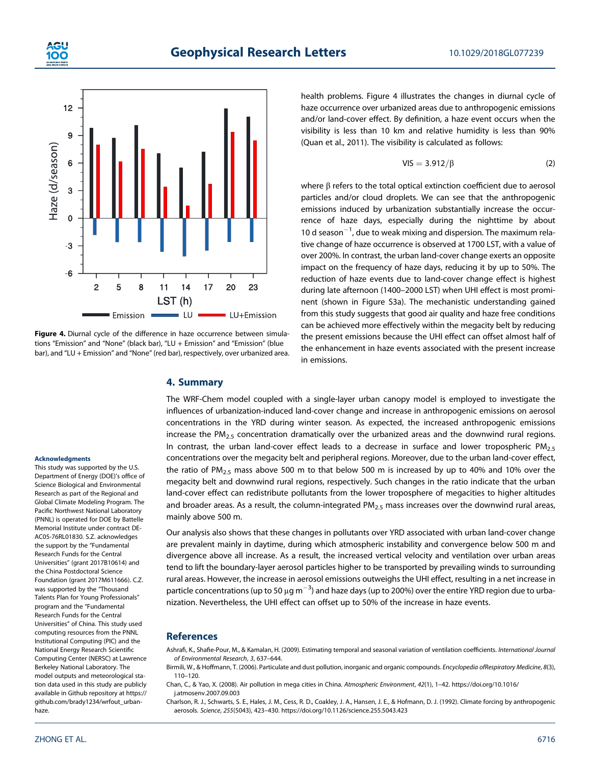Figure 4. Diurnal cycle of the difference in haze occurrence between simulations "Emission" and "None" (black bar), "LU + Emission" and "Emission" (blue bar), and "LU + Emission" and "None" (red bar), respectively, over urbanized area.

health problems. Figure 4 illustrates the changes in diurnal cycle of haze occurrence over urbanized areas due to anthropogenic emissions and/or land-cover effect. By definition, a haze event occurs when the visibility is less than 10 km and relative humidity is less than 90% (Quan et al., 2011). The visibility is calculated as follows:

$$\mathrm{VIS} = 3.912/\beta \tag{2}$$

where β refers to the total optical extinction coefficient due to aerosol particles and/or cloud droplets. We can see that the anthropogenic emissions induced by urbanization substantially increase the occurrence of haze days, especially during the nighttime by about 10 d $\mathrm{season}^{-1}$, due to weak mixing and dispersion. The maximum relative change of haze occurrence is observed at 1700 LST, with a value of over 200%. In contrast, the urban land-cover change exerts an opposite impact on the frequency of haze days, reducing it by up to 50%. The reduction of haze events due to land-cover change effect is highest during late afternoon (1400–2000 LST) when UHI effect is most prominent (shown in Figure S3a). The mechanistic understanding gained from this study suggests that good air quality and haze free conditions can be achieved more effectively within the megacity belt by reducing the present emissions because the UHI effect can offset almost half of the enhancement in haze events associated with the present increase in emissions.

## 4. Summary

The WRF-Chem model coupled with a single-layer urban canopy model is employed to investigate the influences of urbanization-induced land-cover change and increase in anthropogenic emissions on aerosol concentrations in the YRD during winter season. As expected, the increased anthropogenic emissions increase the $PM_{2.5}$ concentration dramatically over the urbanized areas and the downwind rural regions. In contrast, the urban land-cover effect leads to a decrease in surface and lower tropospheric $PM_{2.5}$ concentrations over the megacity belt and peripheral regions. Moreover, due to the urban land-cover effect, the ratio of $PM_{2.5}$ mass above 500 m to that below 500 m is increased by up to 40% and 10% over the megacity belt and downwind rural regions, respectively. Such changes in the ratio indicate that the urban land-cover effect can redistribute pollutants from the lower troposphere of megacities to higher altitudes and broader areas. As a result, the column-integrated $PM_{2.5}$ mass increases over the downwind rural areas, mainly above 500 m.

Our analysis also shows that these changes in pollutants over YRD associated with urban land-cover change are prevalent mainly in daytime, during which atmospheric instability and convergence below 500 m and divergence above all increase. As a result, the increased vertical velocity and ventilation over urban areas tend to lift the boundary-layer aerosol particles higher to be transported by prevailing winds to surrounding rural areas. However, the increase in aerosol emissions outweighs the UHI effect, resulting in a net increase in particle concentrations (up to 50 $\mu g\ m^{-3}$) and haze days (up to 200%) over the entire YRD region due to urbanization. Nevertheless, the UHI effect can offset up to 50% of the increase in haze events.

#### Acknowledgments

This study was supported by the U.S. Department of Energy (DOE)'s office of Science Biological and Environmental Research as part of the Regional and Global Climate Modeling Program. The Pacific Northwest National Laboratory (PNNL) is operated for DOE by Battelle Memorial Institute under contract DE-AC05-76RL01830. S.Z. acknowledges the support by the "Fundamental Research Funds for the Central Universities" (grant 2017B10614) and the China Postdoctoral Science Foundation (grant 2017M611666). C.Z. was supported by the "Thousand Talents Plan for Young Professionals" program and the "Fundamental Research Funds for the Central Universities" of China. This study used computing resources from the PNNL Institutional Computing (PIC) and the National Energy Research Scientific Computing Center (NERSC) at Lawrence Berkeley National Laboratory. The model outputs and meteorological station data used in this study are publicly available in Github repository at https://github.com/brady1234/wrfout_urban-haze.

## References

Ashrafi, K., Shafie-Pour, M., & Kamalan, H. (2009). Estimating temporal and seasonal variation of ventilation coefficients. *International Journal of Environmental Research*, *3*, 637–644.

Birmili, W., & Hoffmann, T. (2006). Particulate and dust pollution, inorganic and organic compounds. *Encyclopedia ofRespiratory Medicine*, *8*(3), 110–120.

Chan, C., & Yao, X. (2008). Air pollution in mega cities in China. *Atmospheric Environment*, *42*(1), 1–42. https://doi.org/10.1016/j.atmosenv.2007.09.003

Charlson, R. J., Schwarts, S. E., Hales, J. M., Cess, R. D., Coakley, J. A., Hansen, J. E., & Hofmann, D. J. (1992). Climate forcing by anthropogenic aerosols. *Science*, *255*(5043), 423–430. https://doi.org/10.1126/science.255.5043.423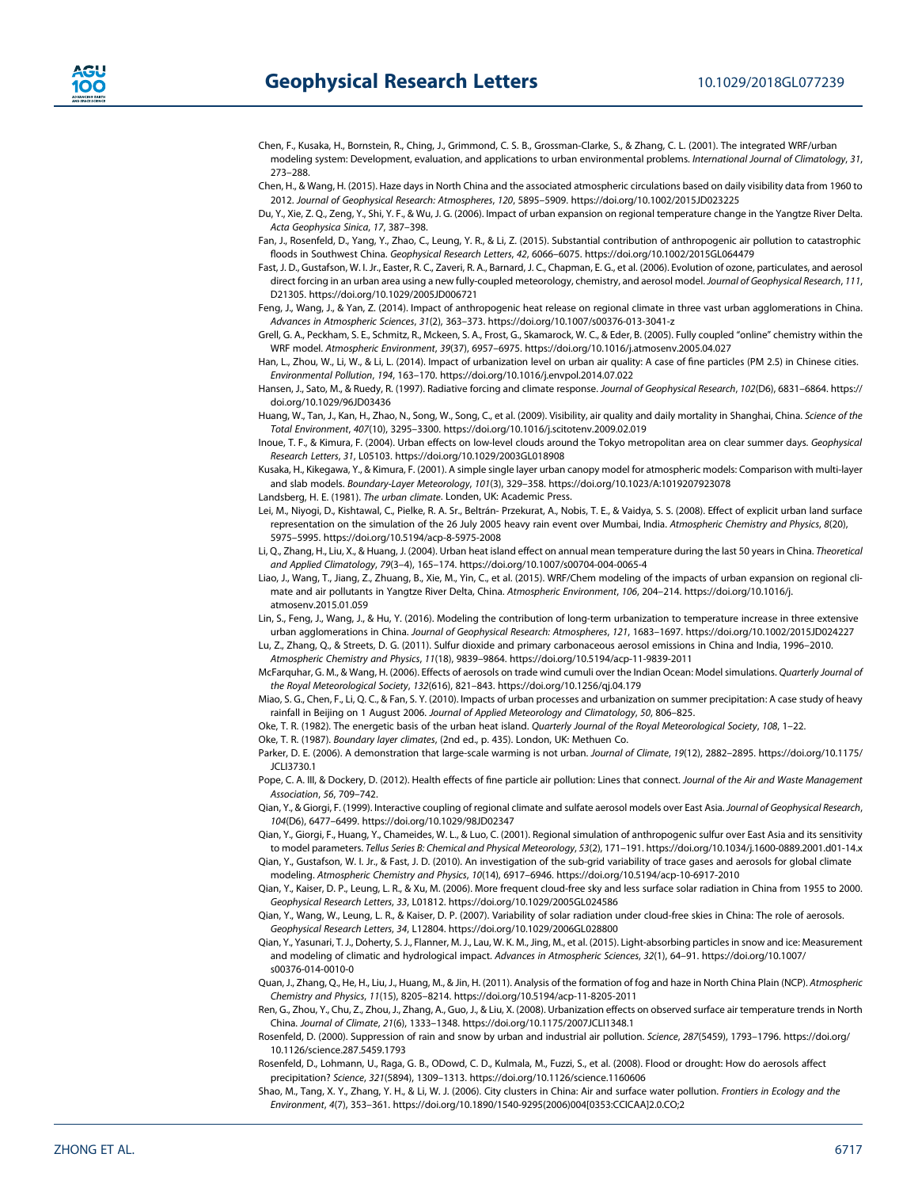Chen, F., Kusaka, H., Bornstein, R., Ching, J., Grimmond, C. S. B., Grossman-Clarke, S., & Zhang, C. L. (2001). The integrated WRF/urban modeling system: Development, evaluation, and applications to urban environmental problems. *International Journal of Climatology*, *31*, 273–288.

Chen, H., & Wang, H. (2015). Haze days in North China and the associated atmospheric circulations based on daily visibility data from 1960 to 2012. *Journal of Geophysical Research: Atmospheres*, *120*, 5895–5909. https://doi.org/10.1002/2015JD023225

Du, Y., Xie, Z. Q., Zeng, Y., Shi, Y. F., & Wu, J. G. (2006). Impact of urban expansion on regional temperature change in the Yangtze River Delta. *Acta Geophysica Sinica*, *17*, 387–398.

Fan, J., Rosenfeld, D., Yang, Y., Zhao, C., Leung, Y. R., & Li, Z. (2015). Substantial contribution of anthropogenic air pollution to catastrophic floods in Southwest China. *Geophysical Research Letters*, *42*, 6066–6075. https://doi.org/10.1002/2015GL064479

Fast, J. D., Gustafson, W. I. Jr., Easter, R. C., Zaveri, R. A., Barnard, J. C., Chapman, E. G., et al. (2006). Evolution of ozone, particulates, and aerosol direct forcing in an urban area using a new fully-coupled meteorology, chemistry, and aerosol model. *Journal of Geophysical Research*, *111*, D21305. https://doi.org/10.1029/2005JD006721

Feng, J., Wang, J., & Yan, Z. (2014). Impact of anthropogenic heat release on regional climate in three vast urban agglomerations in China. *Advances in Atmospheric Sciences*, *31*(2), 363–373. https://doi.org/10.1007/s00376-013-3041-z

Grell, G. A., Peckham, S. E., Schmitz, R., Mckeen, S. A., Frost, G., Skamarock, W. C., & Eder, B. (2005). Fully coupled "online" chemistry within the WRF model. *Atmospheric Environment*, *39*(37), 6957–6975. https://doi.org/10.1016/j.atmosenv.2005.04.027

Han, L., Zhou, W., Li, W., & Li, L. (2014). Impact of urbanization level on urban air quality: A case of fine particles (PM 2.5) in Chinese cities. *Environmental Pollution*, *194*, 163–170. https://doi.org/10.1016/j.envpol.2014.07.022

Hansen, J., Sato, M., & Ruedy, R. (1997). Radiative forcing and climate response. *Journal of Geophysical Research*, *102*(D6), 6831–6864. https://doi.org/10.1029/96JD03436

Huang, W., Tan, J., Kan, H., Zhao, N., Song, W., Song, C., et al. (2009). Visibility, air quality and daily mortality in Shanghai, China. *Science of the Total Environment*, *407*(10), 3295–3300. https://doi.org/10.1016/j.scitotenv.2009.02.019

Inoue, T. F., & Kimura, F. (2004). Urban effects on low-level clouds around the Tokyo metropolitan area on clear summer days. *Geophysical Research Letters*, *31*, L05103. https://doi.org/10.1029/2003GL018908

Kusaka, H., Kikegawa, Y., & Kimura, F. (2001). A simple single layer urban canopy model for atmospheric models: Comparison with multi-layer and slab models. *Boundary-Layer Meteorology*, *101*(3), 329–358. https://doi.org/10.1023/A:1019207923078

Landsberg, H. E. (1981). *The urban climate*. Londen, UK: Academic Press.

Lei, M., Niyogi, D., Kishtawal, C., Pielke, R. A. Sr., Beltrán- Przekurat, A., Nobis, T. E., & Vaidya, S. S. (2008). Effect of explicit urban land surface representation on the simulation of the 26 July 2005 heavy rain event over Mumbai, India. *Atmospheric Chemistry and Physics*, *8*(20), 5975–5995. https://doi.org/10.5194/acp-8-5975-2008

Li, Q., Zhang, H., Liu, X., & Huang, J. (2004). Urban heat island effect on annual mean temperature during the last 50 years in China. *Theoretical and Applied Climatology*, *79*(3–4), 165–174. https://doi.org/10.1007/s00704-004-0065-4

Liao, J., Wang, T., Jiang, Z., Zhuang, B., Xie, M., Yin, C., et al. (2015). WRF/Chem modeling of the impacts of urban expansion on regional climate and air pollutants in Yangtze River Delta, China. *Atmospheric Environment*, *106*, 204–214. https://doi.org/10.1016/j.atmosenv.2015.01.059

Lin, S., Feng, J., Wang, J., & Hu, Y. (2016). Modeling the contribution of long-term urbanization to temperature increase in three extensive urban agglomerations in China. *Journal of Geophysical Research: Atmospheres*, *121*, 1683–1697. https://doi.org/10.1002/2015JD024227

Lu, Z., Zhang, Q., & Streets, D. G. (2011). Sulfur dioxide and primary carbonaceous aerosol emissions in China and India, 1996–2010. *Atmospheric Chemistry and Physics*, *11*(18), 9839–9864. https://doi.org/10.5194/acp-11-9839-2011

McFarquhar, G. M., & Wang, H. (2006). Effects of aerosols on trade wind cumuli over the Indian Ocean: Model simulations. *Quarterly Journal of the Royal Meteorological Society*, *132*(616), 821–843. https://doi.org/10.1256/qj.04.179

Miao, S. G., Chen, F., Li, Q. C., & Fan, S. Y. (2010). Impacts of urban processes and urbanization on summer precipitation: A case study of heavy rainfall in Beijing on 1 August 2006. *Journal of Applied Meteorology and Climatology*, *50*, 806–825.

Oke, T. R. (1982). The energetic basis of the urban heat island. *Quarterly Journal of the Royal Meteorological Society*, *108*, 1–22.

Oke, T. R. (1987). *Boundary layer climates*, (2nd ed., p. 435). London, UK: Methuen Co.

Parker, D. E. (2006). A demonstration that large-scale warming is not urban. *Journal of Climate*, *19*(12), 2882–2895. https://doi.org/10.1175/JCLI3730.1

Pope, C. A. III, & Dockery, D. (2012). Health effects of fine particle air pollution: Lines that connect. *Journal of the Air and Waste Management Association*, *56*, 709–742.

Qian, Y., & Giorgi, F. (1999). Interactive coupling of regional climate and sulfate aerosol models over East Asia. *Journal of Geophysical Research*, *104*(D6), 6477–6499. https://doi.org/10.1029/98JD02347

Qian, Y., Giorgi, F., Huang, Y., Chameides, W. L., & Luo, C. (2001). Regional simulation of anthropogenic sulfur over East Asia and its sensitivity to model parameters. *Tellus Series B: Chemical and Physical Meteorology*, *53*(2), 171–191. https://doi.org/10.1034/j.1600-0889.2001.d01-14.x

Qian, Y., Gustafson, W. I. Jr., & Fast, J. D. (2010). An investigation of the sub-grid variability of trace gases and aerosols for global climate modeling. *Atmospheric Chemistry and Physics*, *10*(14), 6917–6946. https://doi.org/10.5194/acp-10-6917-2010

Qian, Y., Kaiser, D. P., Leung, L. R., & Xu, M. (2006). More frequent cloud-free sky and less surface solar radiation in China from 1955 to 2000. *Geophysical Research Letters*, *33*, L01812. https://doi.org/10.1029/2005GL024586

Qian, Y., Wang, W., Leung, L. R., & Kaiser, D. P. (2007). Variability of solar radiation under cloud-free skies in China: The role of aerosols. *Geophysical Research Letters*, *34*, L12804. https://doi.org/10.1029/2006GL028800

Qian, Y., Yasunari, T. J., Doherty, S. J., Flanner, M. J., Lau, W. K. M., Jing, M., et al. (2015). Light-absorbing particles in snow and ice: Measurement and modeling of climatic and hydrological impact. *Advances in Atmospheric Sciences*, *32*(1), 64–91. https://doi.org/10.1007/s00376-014-0010-0

Quan, J., Zhang, Q., He, H., Liu, J., Huang, M., & Jin, H. (2011). Analysis of the formation of fog and haze in North China Plain (NCP). *Atmospheric Chemistry and Physics*, *11*(15), 8205–8214. https://doi.org/10.5194/acp-11-8205-2011

Ren, G., Zhou, Y., Chu, Z., Zhou, J., Zhang, A., Guo, J., & Liu, X. (2008). Urbanization effects on observed surface air temperature trends in North China. *Journal of Climate*, *21*(6), 1333–1348. https://doi.org/10.1175/2007JCLI1348.1

Rosenfeld, D. (2000). Suppression of rain and snow by urban and industrial air pollution. *Science*, *287*(5459), 1793–1796. https://doi.org/10.1126/science.287.5459.1793

Rosenfeld, D., Lohmann, U., Raga, G. B., ODowd, C. D., Kulmala, M., Fuzzi, S., et al. (2008). Flood or drought: How do aerosols affect precipitation? *Science*, *321*(5894), 1309–1313. https://doi.org/10.1126/science.1160606

Shao, M., Tang, X. Y., Zhang, Y. H., & Li, W. J. (2006). City clusters in China: Air and surface water pollution. *Frontiers in Ecology and the Environment*, *4*(7), 353–361. https://doi.org/10.1890/1540-9295(2006)004[0353:CCICAA]2.0.CO;2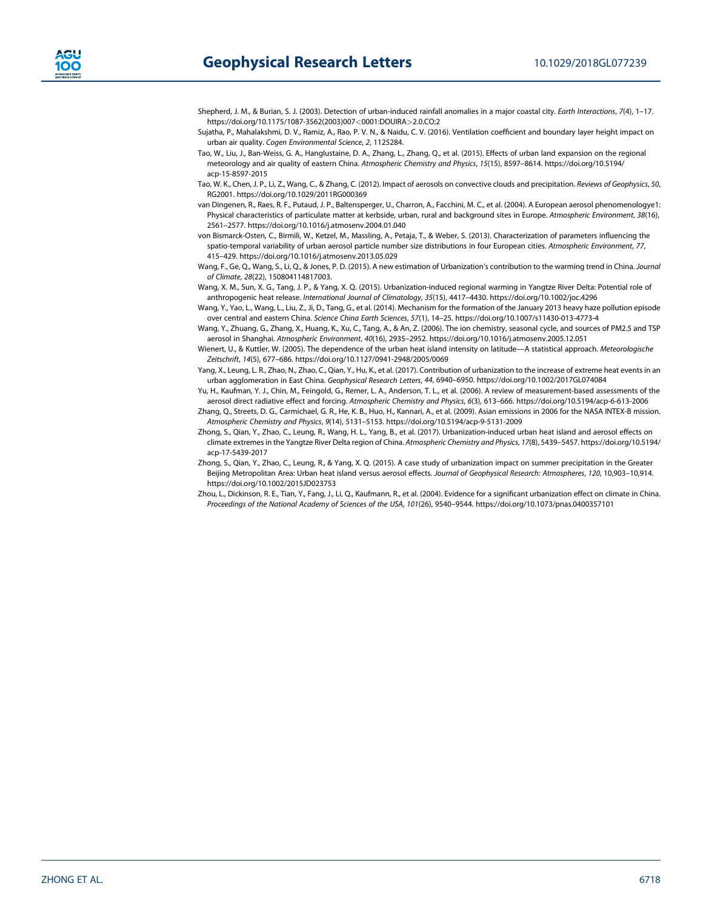Shepherd, J. M., & Burian, S. J. (2003). Detection of urban-induced rainfall anomalies in a major coastal city. *Earth Interactions*, *7*(4), 1–17. https://doi.org/10.1175/1087-3562(2003)007<0001:DOUIRA>2.0.CO;2

Sujatha, P., Mahalakshmi, D. V., Ramiz, A., Rao, P. V. N., & Naidu, C. V. (2016). Ventilation coefficient and boundary layer height impact on urban air quality. *Cogen Environmental Science*, *2*, 1125284.

Tao, W., Liu, J., Ban-Weiss, G. A., Hanglustaine, D. A., Zhang, L., Zhang, Q., et al. (2015). Effects of urban land expansion on the regional meteorology and air quality of eastern China. *Atmospheric Chemistry and Physics*, *15*(15), 8597–8614. https://doi.org/10.5194/acp-15-8597-2015

Tao, W. K., Chen, J. P., Li, Z., Wang, C., & Zhang, C. (2012). Impact of aerosols on convective clouds and precipitation. *Reviews of Geophysics*, *50*, RG2001. https://doi.org/10.1029/2011RG000369

van Dingenen, R., Raes, R. F., Putaud, J. P., Baltensperger, U., Charron, A., Facchini, M. C., et al. (2004). A European aerosol phenomenologye1: Physical characteristics of particulate matter at kerbside, urban, rural and background sites in Europe. *Atmospheric Environment*, *38*(16), 2561–2577. https://doi.org/10.1016/j.atmosenv.2004.01.040

von Bismarck-Osten, C., Birmili, W., Ketzel, M., Massling, A., Petaja, T., & Weber, S. (2013). Characterization of parameters influencing the spatio-temporal variability of urban aerosol particle number size distributions in four European cities. *Atmospheric Environment*, *77*, 415–429. https://doi.org/10.1016/j.atmosenv.2013.05.029

Wang, F., Ge, Q., Wang, S., Li, Q., & Jones, P. D. (2015). A new estimation of Urbanization's contribution to the warming trend in China. *Journal of Climate*, *28*(22), 150804114817003.

Wang, X. M., Sun, X. G., Tang, J. P., & Yang, X. Q. (2015). Urbanization-induced regional warming in Yangtze River Delta: Potential role of anthropogenic heat release. *International Journal of Climatology*, *35*(15), 4417–4430. https://doi.org/10.1002/joc.4296

Wang, Y., Yao, L., Wang, L., Liu, Z., Ji, D., Tang, G., et al. (2014). Mechanism for the formation of the January 2013 heavy haze pollution episode over central and eastern China. *Science China Earth Sciences*, *57*(1), 14–25. https://doi.org/10.1007/s11430-013-4773-4

Wang, Y., Zhuang, G., Zhang, X., Huang, K., Xu, C., Tang, A., & An, Z. (2006). The ion chemistry, seasonal cycle, and sources of PM2.5 and TSP aerosol in Shanghai. *Atmospheric Environment*, *40*(16), 2935–2952. https://doi.org/10.1016/j.atmosenv.2005.12.051

Wienert, U., & Kuttler, W. (2005). The dependence of the urban heat island intensity on latitude—A statistical approach. *Meteorologische Zeitschrift*, *14*(5), 677–686. https://doi.org/10.1127/0941-2948/2005/0069

Yang, X., Leung, L. R., Zhao, N., Zhao, C., Qian, Y., Hu, K., et al. (2017). Contribution of urbanization to the increase of extreme heat events in an urban agglomeration in East China. *Geophysical Research Letters*, *44*, 6940–6950. https://doi.org/10.1002/2017GL074084

Yu, H., Kaufman, Y. J., Chin, M., Feingold, G., Remer, L. A., Anderson, T. L., et al. (2006). A review of measurement-based assessments of the aerosol direct radiative effect and forcing. *Atmospheric Chemistry and Physics*, *6*(3), 613–666. https://doi.org/10.5194/acp-6-613-2006

Zhang, Q., Streets, D. G., Carmichael, G. R., He, K. B., Huo, H., Kannari, A., et al. (2009). Asian emissions in 2006 for the NASA INTEX-B mission. *Atmospheric Chemistry and Physics*, *9*(14), 5131–5153. https://doi.org/10.5194/acp-9-5131-2009

Zhong, S., Qian, Y., Zhao, C., Leung, R., Wang, H. L., Yang, B., et al. (2017). Urbanization-induced urban heat island and aerosol effects on climate extremes in the Yangtze River Delta region of China. *Atmospheric Chemistry and Physics*, *17*(8), 5439–5457. https://doi.org/10.5194/acp-17-5439-2017

Zhong, S., Qian, Y., Zhao, C., Leung, R., & Yang, X. Q. (2015). A case study of urbanization impact on summer precipitation in the Greater Beijing Metropolitan Area: Urban heat island versus aerosol effects. *Journal of Geophysical Research: Atmospheres*, *120*, 10,903–10,914. https://doi.org/10.1002/2015JD023753

Zhou, L., Dickinson, R. E., Tian, Y., Fang, J., Li, Q., Kaufmann, R., et al. (2004). Evidence for a significant urbanization effect on climate in China. *Proceedings of the National Academy of Sciences of the USA*, *101*(26), 9540–9544. https://doi.org/10.1073/pnas.0400357101